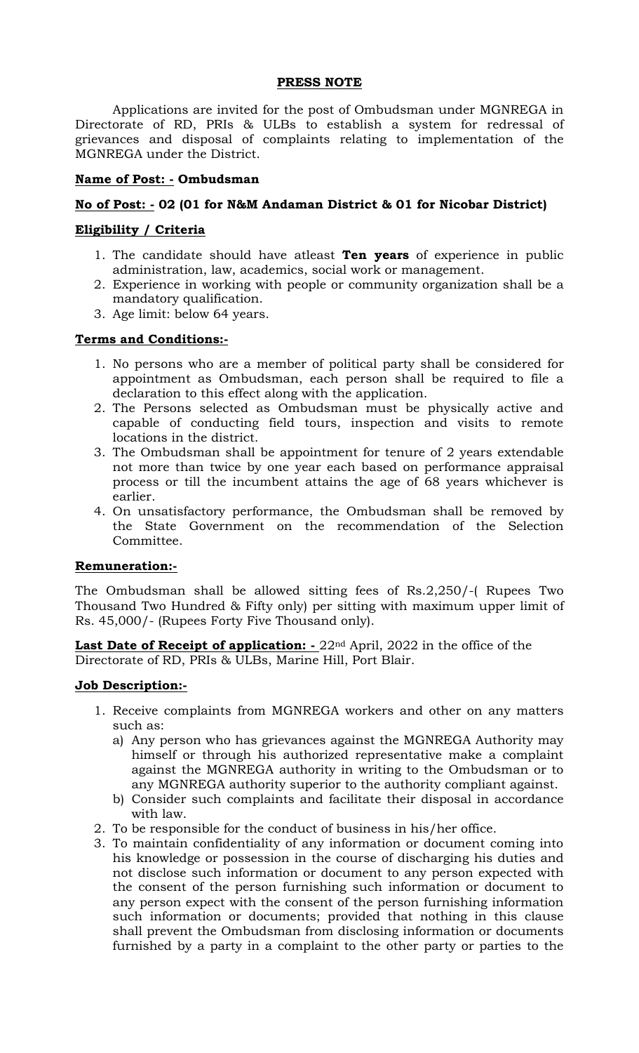# PRESS NOTE

Applications are invited for the post of Ombudsman under MGNREGA in Directorate of RD, PRIs & ULBs to establish a system for redressal of grievances and disposal of complaints relating to implementation of the MGNREGA under the District.

**Name of Post: -** **Ombudsman**

**No of Post: -** **02 (01 for N&M Andaman District & 01 for Nicobar District)**

**Eligibility / Criteria**

1. The candidate should have atleast **Ten years** of experience in public administration, law, academics, social work or management.
2. Experience in working with people or community organization shall be a mandatory qualification.
3. Age limit: below 64 years.

**Terms and Conditions:-**

1. No persons who are a member of political party shall be considered for appointment as Ombudsman, each person shall be required to file a declaration to this effect along with the application.
2. The Persons selected as Ombudsman must be physically active and capable of conducting field tours, inspection and visits to remote locations in the district.
3. The Ombudsman shall be appointment for tenure of 2 years extendable not more than twice by one year each based on performance appraisal process or till the incumbent attains the age of 68 years whichever is earlier.
4. On unsatisfactory performance, the Ombudsman shall be removed by the State Government on the recommendation of the Selection Committee.

**Remuneration:-**

The Ombudsman shall be allowed sitting fees of Rs.2,250/-( Rupees Two Thousand Two Hundred & Fifty only) per sitting with maximum upper limit of Rs. 45,000/- (Rupees Forty Five Thousand only).

**Last Date of Receipt of application: -** 22nd April, 2022 in the office of the Directorate of RD, PRIs & ULBs, Marine Hill, Port Blair.

**Job Description:-**

1. Receive complaints from MGNREGA workers and other on any matters such as:
   a) Any person who has grievances against the MGNREGA Authority may himself or through his authorized representative make a complaint against the MGNREGA authority in writing to the Ombudsman or to any MGNREGA authority superior to the authority compliant against.
   b) Consider such complaints and facilitate their disposal in accordance with law.
2. To be responsible for the conduct of business in his/her office.
3. To maintain confidentiality of any information or document coming into his knowledge or possession in the course of discharging his duties and not disclose such information or document to any person expected with the consent of the person furnishing such information or document to any person expect with the consent of the person furnishing information such information or documents; provided that nothing in this clause shall prevent the Ombudsman from disclosing information or documents furnished by a party in a complaint to the other party or parties to the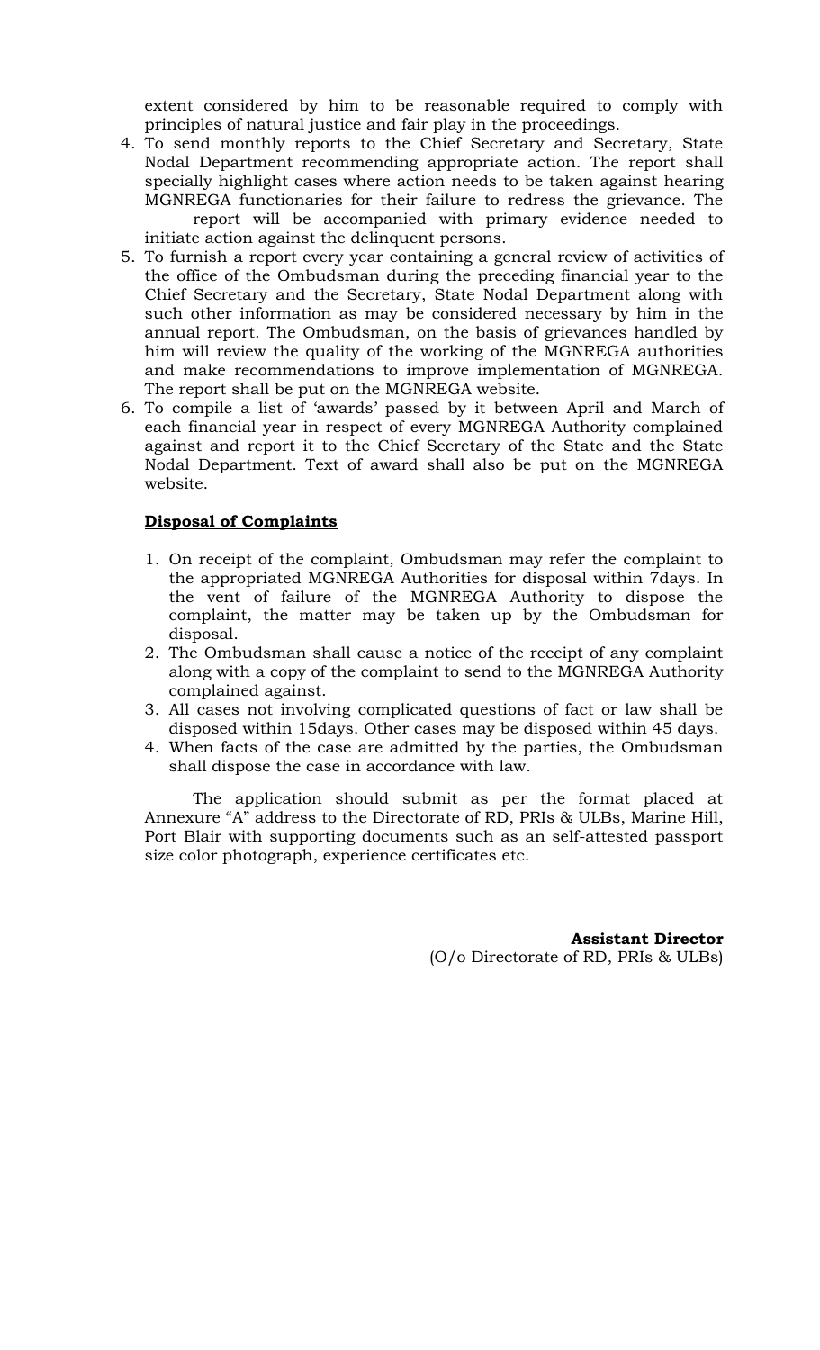extent considered by him to be reasonable required to comply with principles of natural justice and fair play in the proceedings.

4. To send monthly reports to the Chief Secretary and Secretary, State Nodal Department recommending appropriate action. The report shall specially highlight cases where action needs to be taken against hearing MGNREGA functionaries for their failure to redress the grievance. The report will be accompanied with primary evidence needed to initiate action against the delinquent persons.
5. To furnish a report every year containing a general review of activities of the office of the Ombudsman during the preceding financial year to the Chief Secretary and the Secretary, State Nodal Department along with such other information as may be considered necessary by him in the annual report. The Ombudsman, on the basis of grievances handled by him will review the quality of the working of the MGNREGA authorities and make recommendations to improve implementation of MGNREGA. The report shall be put on the MGNREGA website.
6. To compile a list of 'awards' passed by it between April and March of each financial year in respect of every MGNREGA Authority complained against and report it to the Chief Secretary of the State and the State Nodal Department. Text of award shall also be put on the MGNREGA website.

**Disposal of Complaints**

1. On receipt of the complaint, Ombudsman may refer the complaint to the appropriated MGNREGA Authorities for disposal within 7days. In the vent of failure of the MGNREGA Authority to dispose the complaint, the matter may be taken up by the Ombudsman for disposal.
2. The Ombudsman shall cause a notice of the receipt of any complaint along with a copy of the complaint to send to the MGNREGA Authority complained against.
3. All cases not involving complicated questions of fact or law shall be disposed within 15days. Other cases may be disposed within 45 days.
4. When facts of the case are admitted by the parties, the Ombudsman shall dispose the case in accordance with law.

The application should submit as per the format placed at Annexure "A" address to the Directorate of RD, PRIs & ULBs, Marine Hill, Port Blair with supporting documents such as an self-attested passport size color photograph, experience certificates etc.

**Assistant Director**
(O/o Directorate of RD, PRIs & ULBs)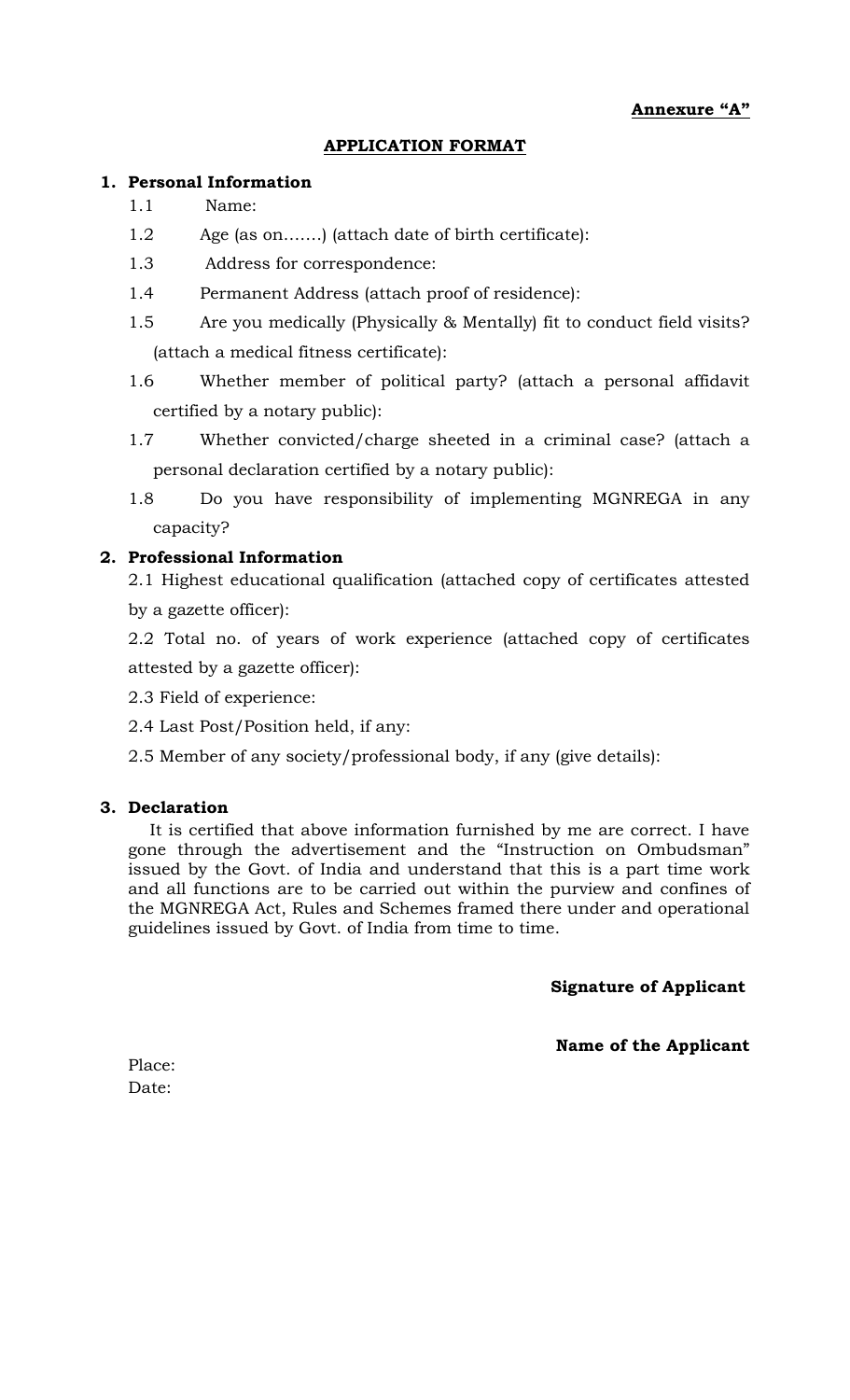**Annexure "A"**

## APPLICATION FORMAT

### 1. Personal Information

1.1 Name:

1.2 Age (as on…….) (attach date of birth certificate):

1.3 Address for correspondence:

1.4 Permanent Address (attach proof of residence):

1.5 Are you medically (Physically & Mentally) fit to conduct field visits? (attach a medical fitness certificate):

1.6 Whether member of political party? (attach a personal affidavit certified by a notary public):

1.7 Whether convicted/charge sheeted in a criminal case? (attach a personal declaration certified by a notary public):

1.8 Do you have responsibility of implementing MGNREGA in any capacity?

### 2. Professional Information

2.1 Highest educational qualification (attached copy of certificates attested by a gazette officer):

2.2 Total no. of years of work experience (attached copy of certificates attested by a gazette officer):

2.3 Field of experience:

2.4 Last Post/Position held, if any:

2.5 Member of any society/professional body, if any (give details):

### 3. Declaration

It is certified that above information furnished by me are correct. I have gone through the advertisement and the "Instruction on Ombudsman" issued by the Govt. of India and understand that this is a part time work and all functions are to be carried out within the purview and confines of the MGNREGA Act, Rules and Schemes framed there under and operational guidelines issued by Govt. of India from time to time.

**Signature of Applicant**

**Name of the Applicant**

Place:
Date: